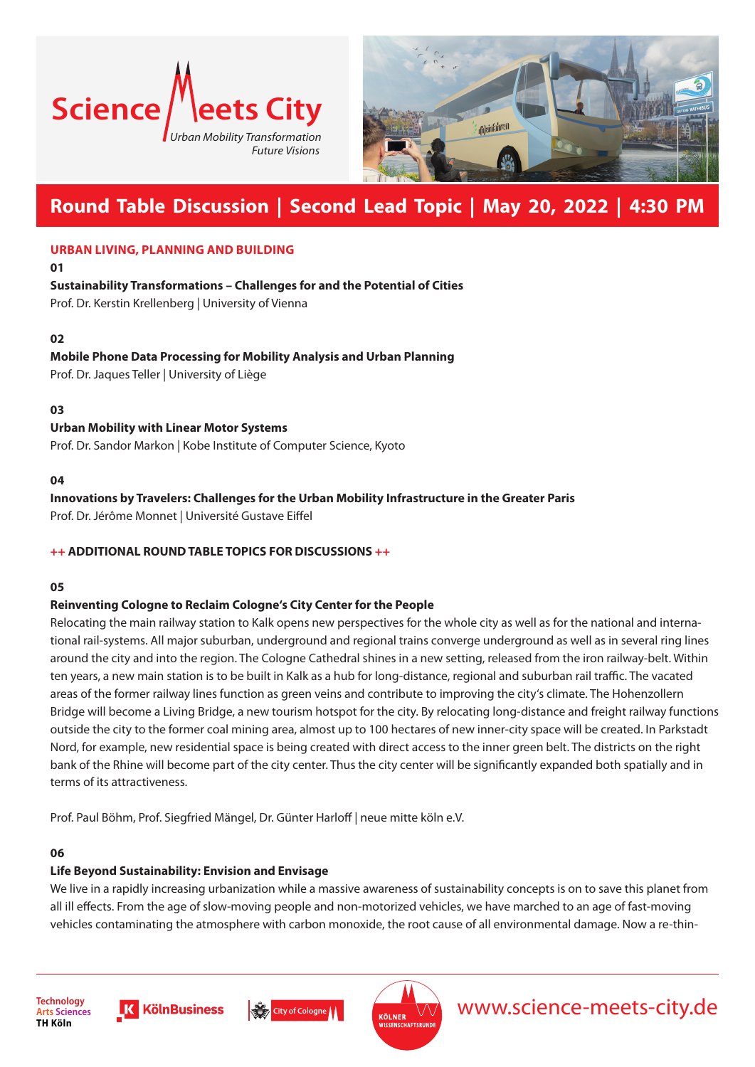# Science Meets City

*Urban Mobility Transformation*
*Future Visions*

## Round Table Discussion | Second Lead Topic | May 20, 2022 | 4:30 PM

### URBAN LIVING, PLANNING AND BUILDING

**01**

**Sustainability Transformations – Challenges for and the Potential of Cities**

Prof. Dr. Kerstin Krellenberg | University of Vienna

**02**

**Mobile Phone Data Processing for Mobility Analysis and Urban Planning**

Prof. Dr. Jaques Teller | University of Liège

**03**

**Urban Mobility with Linear Motor Systems**

Prof. Dr. Sandor Markon | Kobe Institute of Computer Science, Kyoto

**04**

**Innovations by Travelers: Challenges for the Urban Mobility Infrastructure in the Greater Paris**

Prof. Dr. Jérôme Monnet | Université Gustave Eiffel

### ++ ADDITIONAL ROUND TABLE TOPICS FOR DISCUSSIONS ++

**05**

**Reinventing Cologne to Reclaim Cologne's City Center for the People**

Relocating the main railway station to Kalk opens new perspectives for the whole city as well as for the national and international rail-systems. All major suburban, underground and regional trains converge underground as well as in several ring lines around the city and into the region. The Cologne Cathedral shines in a new setting, released from the iron railway-belt. Within ten years, a new main station is to be built in Kalk as a hub for long-distance, regional and suburban rail traffic. The vacated areas of the former railway lines function as green veins and contribute to improving the city's climate. The Hohenzollern Bridge will become a Living Bridge, a new tourism hotspot for the city. By relocating long-distance and freight railway functions outside the city to the former coal mining area, almost up to 100 hectares of new inner-city space will be created. In Parkstadt Nord, for example, new residential space is being created with direct access to the inner green belt. The districts on the right bank of the Rhine will become part of the city center. Thus the city center will be significantly expanded both spatially and in terms of its attractiveness.

Prof. Paul Böhm, Prof. Siegfried Mängel, Dr. Günter Harloff | neue mitte köln e.V.

**06**

**Life Beyond Sustainability: Envision and Envisage**

We live in a rapidly increasing urbanization while a massive awareness of sustainability concepts is on to save this planet from all ill effects. From the age of slow-moving people and non-motorized vehicles, we have marched to an age of fast-moving vehicles contaminating the atmosphere with carbon monoxide, the root cause of all environmental damage. Now a re-thin-

Technology Arts Sciences TH Köln | KölnBusiness | City of Cologne | Kölner Wissenschaftsrunde | www.science-meets-city.de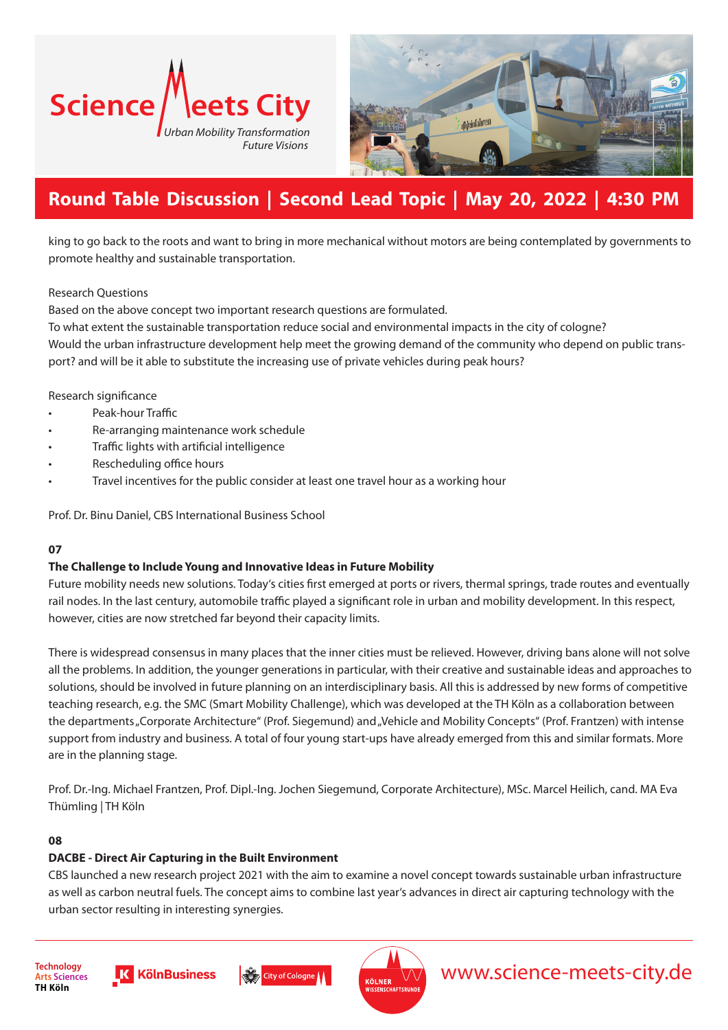# Science Meets City

*Urban Mobility Transformation*
*Future Visions*

## Round Table Discussion | Second Lead Topic | May 20, 2022 | 4:30 PM

king to go back to the roots and want to bring in more mechanical without motors are being contemplated by governments to promote healthy and sustainable transportation.

Research Questions

Based on the above concept two important research questions are formulated.

To what extent the sustainable transportation reduce social and environmental impacts in the city of cologne?

Would the urban infrastructure development help meet the growing demand of the community who depend on public transport? and will be it able to substitute the increasing use of private vehicles during peak hours?

Research significance

- Peak-hour Traffic
- Re-arranging maintenance work schedule
- Traffic lights with artificial intelligence
- Rescheduling office hours
- Travel incentives for the public consider at least one travel hour as a working hour

Prof. Dr. Binu Daniel, CBS International Business School

**07**

**The Challenge to Include Young and Innovative Ideas in Future Mobility**

Future mobility needs new solutions. Today's cities first emerged at ports or rivers, thermal springs, trade routes and eventually rail nodes. In the last century, automobile traffic played a significant role in urban and mobility development. In this respect, however, cities are now stretched far beyond their capacity limits.

There is widespread consensus in many places that the inner cities must be relieved. However, driving bans alone will not solve all the problems. In addition, the younger generations in particular, with their creative and sustainable ideas and approaches to solutions, should be involved in future planning on an interdisciplinary basis. All this is addressed by new forms of competitive teaching research, e.g. the SMC (Smart Mobility Challenge), which was developed at the TH Köln as a collaboration between the departments „Corporate Architecture" (Prof. Siegemund) and „Vehicle and Mobility Concepts" (Prof. Frantzen) with intense support from industry and business. A total of four young start-ups have already emerged from this and similar formats. More are in the planning stage.

Prof. Dr.-Ing. Michael Frantzen, Prof. Dipl.-Ing. Jochen Siegemund, Corporate Architecture), MSc. Marcel Heilich, cand. MA Eva Thümling | TH Köln

**08**

**DACBE - Direct Air Capturing in the Built Environment**

CBS launched a new research project 2021 with the aim to examine a novel concept towards sustainable urban infrastructure as well as carbon neutral fuels. The concept aims to combine last year's advances in direct air capturing technology with the urban sector resulting in interesting synergies.

Technology Arts Sciences TH Köln | KölnBusiness | City of Cologne | Kölner Wissenschaftsrunde

www.science-meets-city.de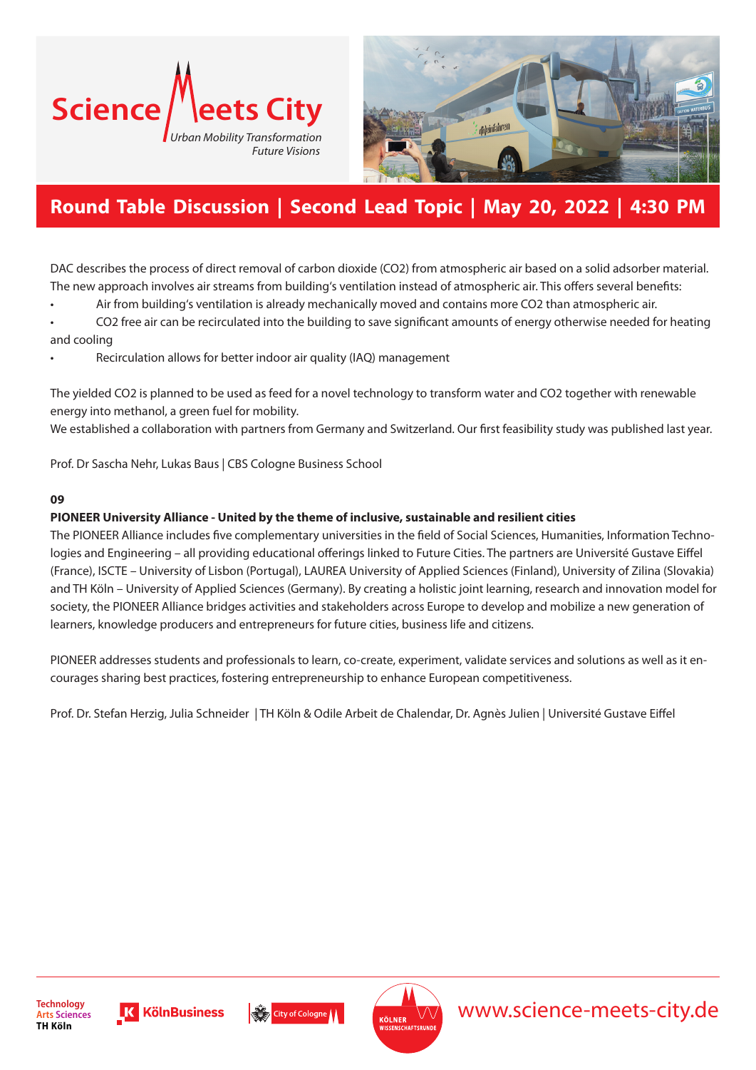Science Meets City

*Urban Mobility Transformation*
*Future Visions*

## Round Table Discussion | Second Lead Topic | May 20, 2022 | 4:30 PM

DAC describes the process of direct removal of carbon dioxide (CO2) from atmospheric air based on a solid adsorber material. The new approach involves air streams from building's ventilation instead of atmospheric air. This offers several benefits:

- Air from building's ventilation is already mechanically moved and contains more CO2 than atmospheric air.
- CO2 free air can be recirculated into the building to save significant amounts of energy otherwise needed for heating and cooling
- Recirculation allows for better indoor air quality (IAQ) management

The yielded CO2 is planned to be used as feed for a novel technology to transform water and CO2 together with renewable energy into methanol, a green fuel for mobility.
We established a collaboration with partners from Germany and Switzerland. Our first feasibility study was published last year.

Prof. Dr Sascha Nehr, Lukas Baus | CBS Cologne Business School

**09**

**PIONEER University Alliance - United by the theme of inclusive, sustainable and resilient cities**

The PIONEER Alliance includes five complementary universities in the field of Social Sciences, Humanities, Information Technologies and Engineering – all providing educational offerings linked to Future Cities. The partners are Université Gustave Eiffel (France), ISCTE – University of Lisbon (Portugal), LAUREA University of Applied Sciences (Finland), University of Zilina (Slovakia) and TH Köln – University of Applied Sciences (Germany). By creating a holistic joint learning, research and innovation model for society, the PIONEER Alliance bridges activities and stakeholders across Europe to develop and mobilize a new generation of learners, knowledge producers and entrepreneurs for future cities, business life and citizens.

PIONEER addresses students and professionals to learn, co-create, experiment, validate services and solutions as well as it encourages sharing best practices, fostering entrepreneurship to enhance European competitiveness.

Prof. Dr. Stefan Herzig, Julia Schneider | TH Köln & Odile Arbeit de Chalendar, Dr. Agnès Julien | Université Gustave Eiffel

Technology Arts Sciences TH Köln | KölnBusiness | City of Cologne | Kölner Wissenschaftsrunde

www.science-meets-city.de